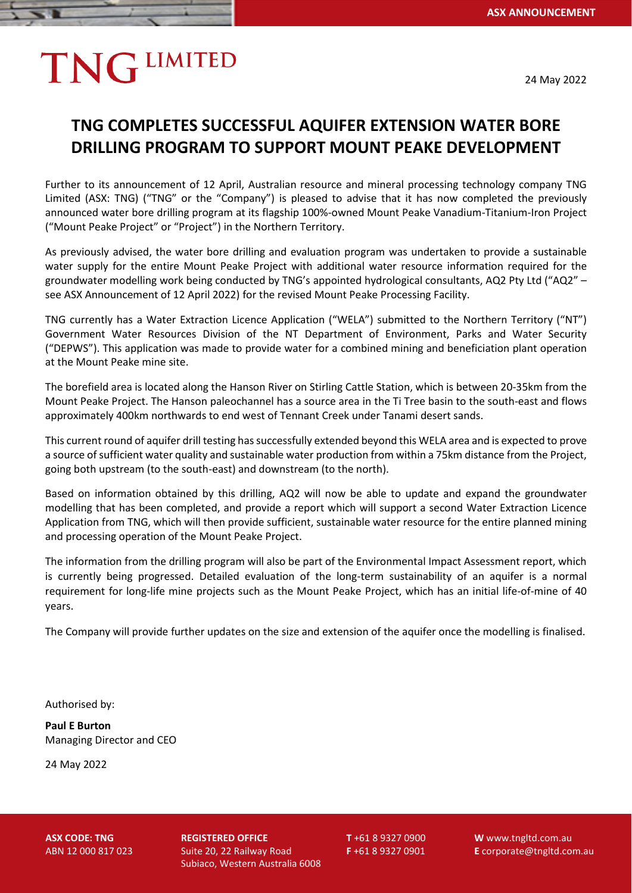ASX ANNOUNCEMENT

TNG LIMITED

24 May 2022

# TNG COMPLETES SUCCESSFUL AQUIFER EXTENSION WATER BORE DRILLING PROGRAM TO SUPPORT MOUNT PEAKE DEVELOPMENT

Further to its announcement of 12 April, Australian resource and mineral processing technology company TNG Limited (ASX: TNG) ("TNG" or the "Company") is pleased to advise that it has now completed the previously announced water bore drilling program at its flagship 100%-owned Mount Peake Vanadium-Titanium-Iron Project ("Mount Peake Project" or "Project") in the Northern Territory.

As previously advised, the water bore drilling and evaluation program was undertaken to provide a sustainable water supply for the entire Mount Peake Project with additional water resource information required for the groundwater modelling work being conducted by TNG's appointed hydrological consultants, AQ2 Pty Ltd ("AQ2" – see ASX Announcement of 12 April 2022) for the revised Mount Peake Processing Facility.

TNG currently has a Water Extraction Licence Application ("WELA") submitted to the Northern Territory ("NT") Government Water Resources Division of the NT Department of Environment, Parks and Water Security ("DEPWS"). This application was made to provide water for a combined mining and beneficiation plant operation at the Mount Peake mine site.

The borefield area is located along the Hanson River on Stirling Cattle Station, which is between 20-35km from the Mount Peake Project. The Hanson paleochannel has a source area in the Ti Tree basin to the south-east and flows approximately 400km northwards to end west of Tennant Creek under Tanami desert sands.

This current round of aquifer drill testing has successfully extended beyond this WELA area and is expected to prove a source of sufficient water quality and sustainable water production from within a 75km distance from the Project, going both upstream (to the south-east) and downstream (to the north).

Based on information obtained by this drilling, AQ2 will now be able to update and expand the groundwater modelling that has been completed, and provide a report which will support a second Water Extraction Licence Application from TNG, which will then provide sufficient, sustainable water resource for the entire planned mining and processing operation of the Mount Peake Project.

The information from the drilling program will also be part of the Environmental Impact Assessment report, which is currently being progressed. Detailed evaluation of the long-term sustainability of an aquifer is a normal requirement for long-life mine projects such as the Mount Peake Project, which has an initial life-of-mine of 40 years.

The Company will provide further updates on the size and extension of the aquifer once the modelling is finalised.

Authorised by:

**Paul E Burton**
Managing Director and CEO

24 May 2022

**ASX CODE: TNG**
ABN 12 000 817 023

**REGISTERED OFFICE**
Suite 20, 22 Railway Road
Subiaco, Western Australia 6008

**T** +61 8 9327 0900
**F** +61 8 9327 0901

**W** www.tngltd.com.au
**E** corporate@tngltd.com.au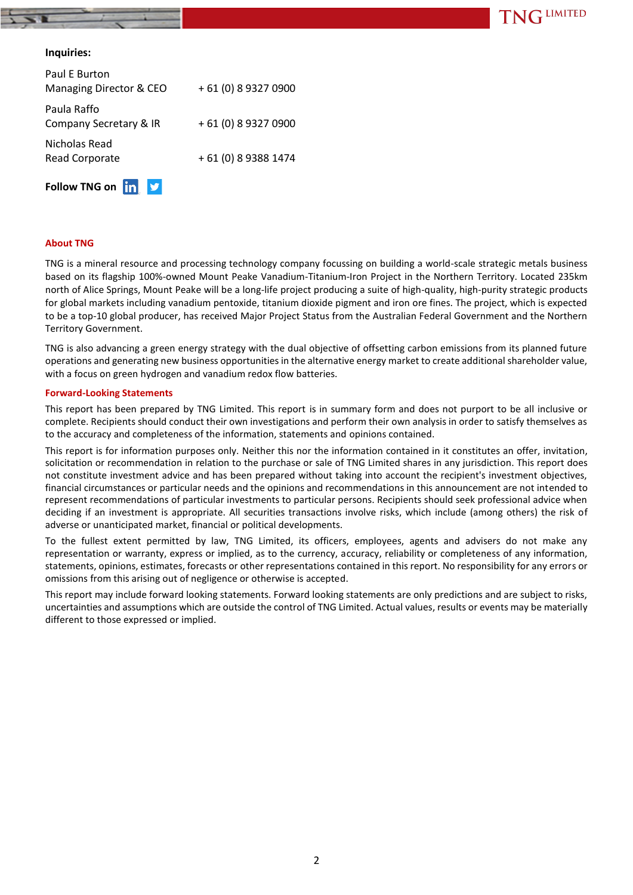**Inquiries:**

| | |
|---|---|
| Paul E Burton<br>Managing Director & CEO | + 61 (0) 8 9327 0900 |
| Paula Raffo<br>Company Secretary & IR | + 61 (0) 8 9327 0900 |
| Nicholas Read<br>Read Corporate | + 61 (0) 8 9388 1474 |

**Follow TNG on**

## About TNG

TNG is a mineral resource and processing technology company focussing on building a world-scale strategic metals business based on its flagship 100%-owned Mount Peake Vanadium-Titanium-Iron Project in the Northern Territory. Located 235km north of Alice Springs, Mount Peake will be a long-life project producing a suite of high-quality, high-purity strategic products for global markets including vanadium pentoxide, titanium dioxide pigment and iron ore fines. The project, which is expected to be a top-10 global producer, has received Major Project Status from the Australian Federal Government and the Northern Territory Government.

TNG is also advancing a green energy strategy with the dual objective of offsetting carbon emissions from its planned future operations and generating new business opportunities in the alternative energy market to create additional shareholder value, with a focus on green hydrogen and vanadium redox flow batteries.

## Forward-Looking Statements

This report has been prepared by TNG Limited. This report is in summary form and does not purport to be all inclusive or complete. Recipients should conduct their own investigations and perform their own analysis in order to satisfy themselves as to the accuracy and completeness of the information, statements and opinions contained.

This report is for information purposes only. Neither this nor the information contained in it constitutes an offer, invitation, solicitation or recommendation in relation to the purchase or sale of TNG Limited shares in any jurisdiction. This report does not constitute investment advice and has been prepared without taking into account the recipient's investment objectives, financial circumstances or particular needs and the opinions and recommendations in this announcement are not intended to represent recommendations of particular investments to particular persons. Recipients should seek professional advice when deciding if an investment is appropriate. All securities transactions involve risks, which include (among others) the risk of adverse or unanticipated market, financial or political developments.

To the fullest extent permitted by law, TNG Limited, its officers, employees, agents and advisers do not make any representation or warranty, express or implied, as to the currency, accuracy, reliability or completeness of any information, statements, opinions, estimates, forecasts or other representations contained in this report. No responsibility for any errors or omissions from this arising out of negligence or otherwise is accepted.

This report may include forward looking statements. Forward looking statements are only predictions and are subject to risks, uncertainties and assumptions which are outside the control of TNG Limited. Actual values, results or events may be materially different to those expressed or implied.